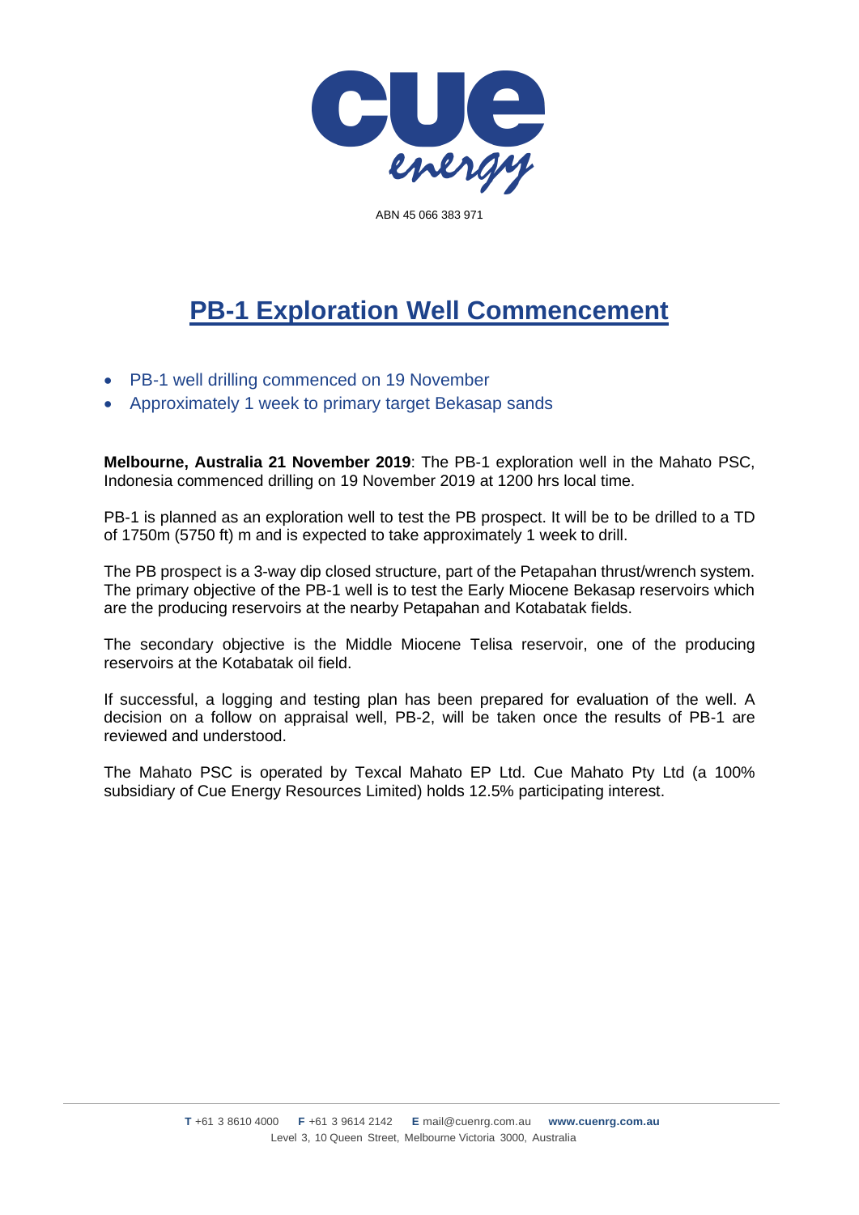cue energy

ABN 45 066 383 971

# PB-1 Exploration Well Commencement

- PB-1 well drilling commenced on 19 November
- Approximately 1 week to primary target Bekasap sands

**Melbourne, Australia 21 November 2019**: The PB-1 exploration well in the Mahato PSC, Indonesia commenced drilling on 19 November 2019 at 1200 hrs local time.

PB-1 is planned as an exploration well to test the PB prospect. It will be to be drilled to a TD of 1750m (5750 ft) m and is expected to take approximately 1 week to drill.

The PB prospect is a 3-way dip closed structure, part of the Petapahan thrust/wrench system. The primary objective of the PB-1 well is to test the Early Miocene Bekasap reservoirs which are the producing reservoirs at the nearby Petapahan and Kotabatak fields.

The secondary objective is the Middle Miocene Telisa reservoir, one of the producing reservoirs at the Kotabatak oil field.

If successful, a logging and testing plan has been prepared for evaluation of the well. A decision on a follow on appraisal well, PB-2, will be taken once the results of PB-1 are reviewed and understood.

The Mahato PSC is operated by Texcal Mahato EP Ltd. Cue Mahato Pty Ltd (a 100% subsidiary of Cue Energy Resources Limited) holds 12.5% participating interest.

**T** +61 3 8610 4000 **F** +61 3 9614 2142 **E** mail@cuenrg.com.au **www.cuenrg.com.au**
Level 3, 10 Queen Street, Melbourne Victoria 3000, Australia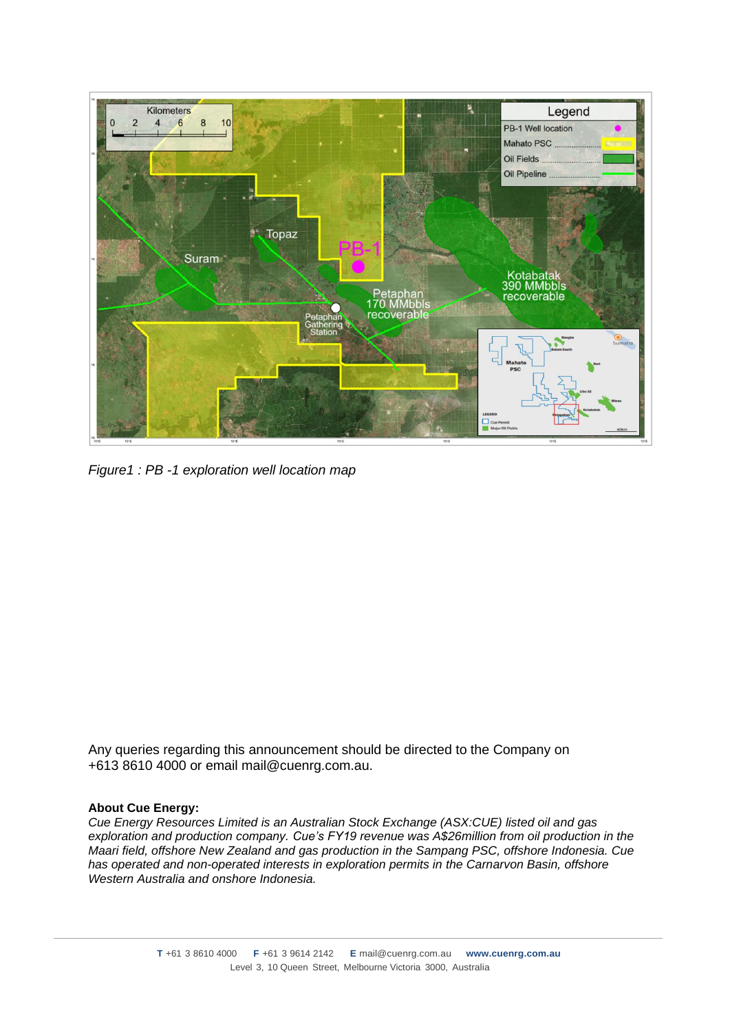Kilometers
0 2 4 6 8 10

Legend
PB-1 Well location
Mahato PSC
Oil Fields
Oil Pipeline

Topaz
PB-1
Suram
Petaphan
170 MMbbls
recoverable
Petaphan
Gathering
Station
Kotabatak
390 MMbbls
recoverable

Mahato
PSC
Sumatra

*Figure1 : PB -1 exploration well location map*

Any queries regarding this announcement should be directed to the Company on +613 8610 4000 or email mail@cuenrg.com.au.

**About Cue Energy:**

*Cue Energy Resources Limited is an Australian Stock Exchange (ASX:CUE) listed oil and gas exploration and production company. Cue's FY19 revenue was A$26million from oil production in the Maari field, offshore New Zealand and gas production in the Sampang PSC, offshore Indonesia. Cue has operated and non-operated interests in exploration permits in the Carnarvon Basin, offshore Western Australia and onshore Indonesia.*

**T** +61 3 8610 4000 **F** +61 3 9614 2142 **E** mail@cuenrg.com.au **www.cuenrg.com.au**
Level 3, 10 Queen Street, Melbourne Victoria 3000, Australia